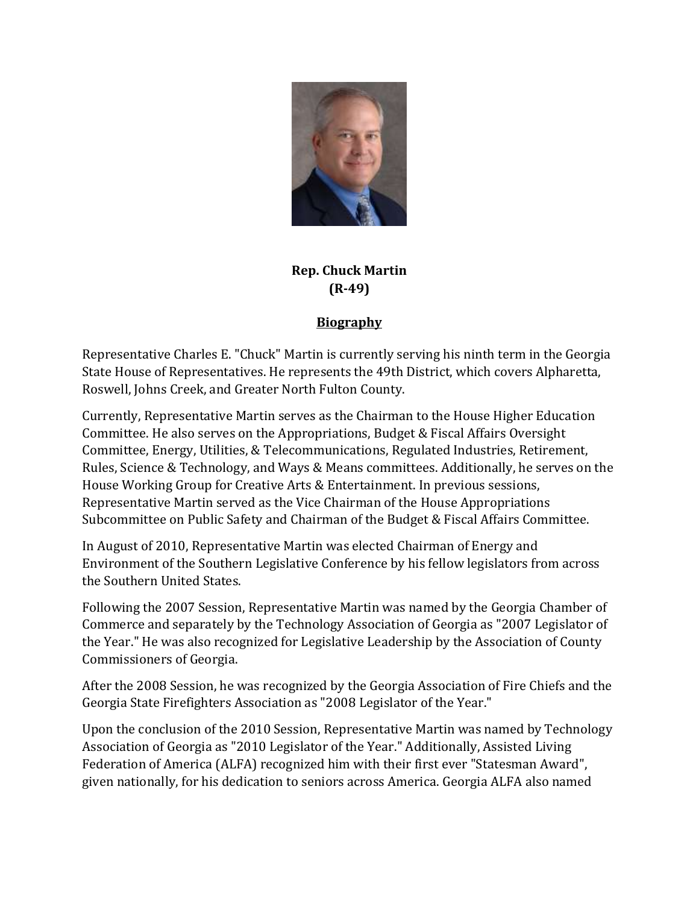**Rep. Chuck Martin**
**(R-49)**

## Biography

Representative Charles E. "Chuck" Martin is currently serving his ninth term in the Georgia State House of Representatives. He represents the 49th District, which covers Alpharetta, Roswell, Johns Creek, and Greater North Fulton County.

Currently, Representative Martin serves as the Chairman to the House Higher Education Committee. He also serves on the Appropriations, Budget & Fiscal Affairs Oversight Committee, Energy, Utilities, & Telecommunications, Regulated Industries, Retirement, Rules, Science & Technology, and Ways & Means committees. Additionally, he serves on the House Working Group for Creative Arts & Entertainment. In previous sessions, Representative Martin served as the Vice Chairman of the House Appropriations Subcommittee on Public Safety and Chairman of the Budget & Fiscal Affairs Committee.

In August of 2010, Representative Martin was elected Chairman of Energy and Environment of the Southern Legislative Conference by his fellow legislators from across the Southern United States.

Following the 2007 Session, Representative Martin was named by the Georgia Chamber of Commerce and separately by the Technology Association of Georgia as "2007 Legislator of the Year." He was also recognized for Legislative Leadership by the Association of County Commissioners of Georgia.

After the 2008 Session, he was recognized by the Georgia Association of Fire Chiefs and the Georgia State Firefighters Association as "2008 Legislator of the Year."

Upon the conclusion of the 2010 Session, Representative Martin was named by Technology Association of Georgia as "2010 Legislator of the Year." Additionally, Assisted Living Federation of America (ALFA) recognized him with their first ever "Statesman Award", given nationally, for his dedication to seniors across America. Georgia ALFA also named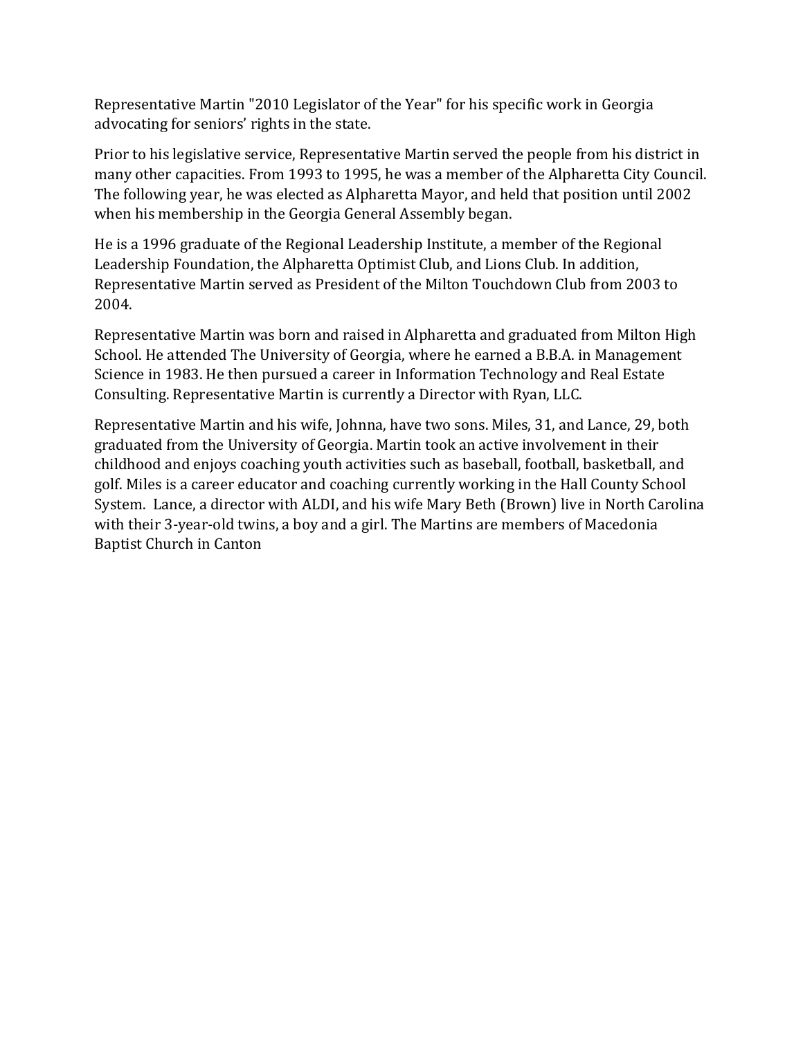Representative Martin "2010 Legislator of the Year" for his specific work in Georgia advocating for seniors' rights in the state.

Prior to his legislative service, Representative Martin served the people from his district in many other capacities. From 1993 to 1995, he was a member of the Alpharetta City Council. The following year, he was elected as Alpharetta Mayor, and held that position until 2002 when his membership in the Georgia General Assembly began.

He is a 1996 graduate of the Regional Leadership Institute, a member of the Regional Leadership Foundation, the Alpharetta Optimist Club, and Lions Club. In addition, Representative Martin served as President of the Milton Touchdown Club from 2003 to 2004.

Representative Martin was born and raised in Alpharetta and graduated from Milton High School. He attended The University of Georgia, where he earned a B.B.A. in Management Science in 1983. He then pursued a career in Information Technology and Real Estate Consulting. Representative Martin is currently a Director with Ryan, LLC.

Representative Martin and his wife, Johnna, have two sons. Miles, 31, and Lance, 29, both graduated from the University of Georgia. Martin took an active involvement in their childhood and enjoys coaching youth activities such as baseball, football, basketball, and golf. Miles is a career educator and coaching currently working in the Hall County School System. Lance, a director with ALDI, and his wife Mary Beth (Brown) live in North Carolina with their 3-year-old twins, a boy and a girl. The Martins are members of Macedonia Baptist Church in Canton